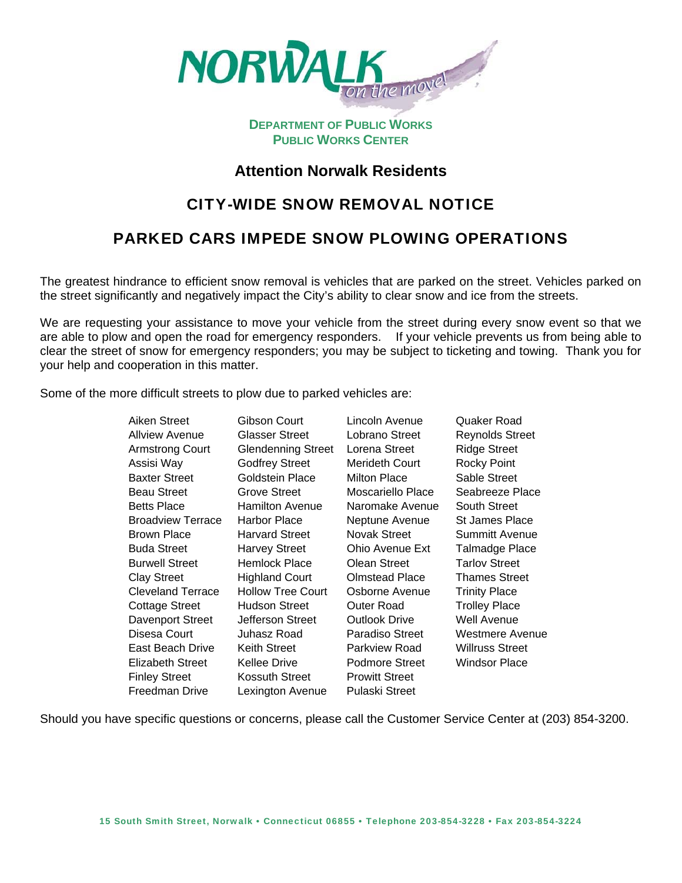NORWALK *on the move!*

**DEPARTMENT OF PUBLIC WORKS**
**PUBLIC WORKS CENTER**

## Attention Norwalk Residents

## CITY-WIDE SNOW REMOVAL NOTICE

## PARKED CARS IMPEDE SNOW PLOWING OPERATIONS

The greatest hindrance to efficient snow removal is vehicles that are parked on the street. Vehicles parked on the street significantly and negatively impact the City's ability to clear snow and ice from the streets.

We are requesting your assistance to move your vehicle from the street during every snow event so that we are able to plow and open the road for emergency responders. If your vehicle prevents us from being able to clear the street of snow for emergency responders; you may be subject to ticketing and towing. Thank you for your help and cooperation in this matter.

Some of the more difficult streets to plow due to parked vehicles are:

- Aiken Street
- Allview Avenue
- Armstrong Court
- Assisi Way
- Baxter Street
- Beau Street
- Betts Place
- Broadview Terrace
- Brown Place
- Buda Street
- Burwell Street
- Clay Street
- Cleveland Terrace
- Cottage Street
- Davenport Street
- Disesa Court
- East Beach Drive
- Elizabeth Street
- Finley Street
- Freedman Drive
- Gibson Court
- Glasser Street
- Glendenning Street
- Godfrey Street
- Goldstein Place
- Grove Street
- Hamilton Avenue
- Harbor Place
- Harvard Street
- Harvey Street
- Hemlock Place
- Highland Court
- Hollow Tree Court
- Hudson Street
- Jefferson Street
- Juhasz Road
- Keith Street
- Kellee Drive
- Kossuth Street
- Lexington Avenue
- Lincoln Avenue
- Lobrano Street
- Lorena Street
- Merideth Court
- Milton Place
- Moscariello Place
- Naromake Avenue
- Neptune Avenue
- Novak Street
- Ohio Avenue Ext
- Olean Street
- Olmstead Place
- Osborne Avenue
- Outer Road
- Outlook Drive
- Paradiso Street
- Parkview Road
- Podmore Street
- Prowitt Street
- Pulaski Street
- Quaker Road
- Reynolds Street
- Ridge Street
- Rocky Point
- Sable Street
- Seabreeze Place
- South Street
- St James Place
- Summitt Avenue
- Talmadge Place
- Tarlov Street
- Thames Street
- Trinity Place
- Trolley Place
- Well Avenue
- Westmere Avenue
- Willruss Street
- Windsor Place

Should you have specific questions or concerns, please call the Customer Service Center at (203) 854-3200.

15 South Smith Street, Norwalk • Connecticut 06855 • Telephone 203-854-3228 • Fax 203-854-3224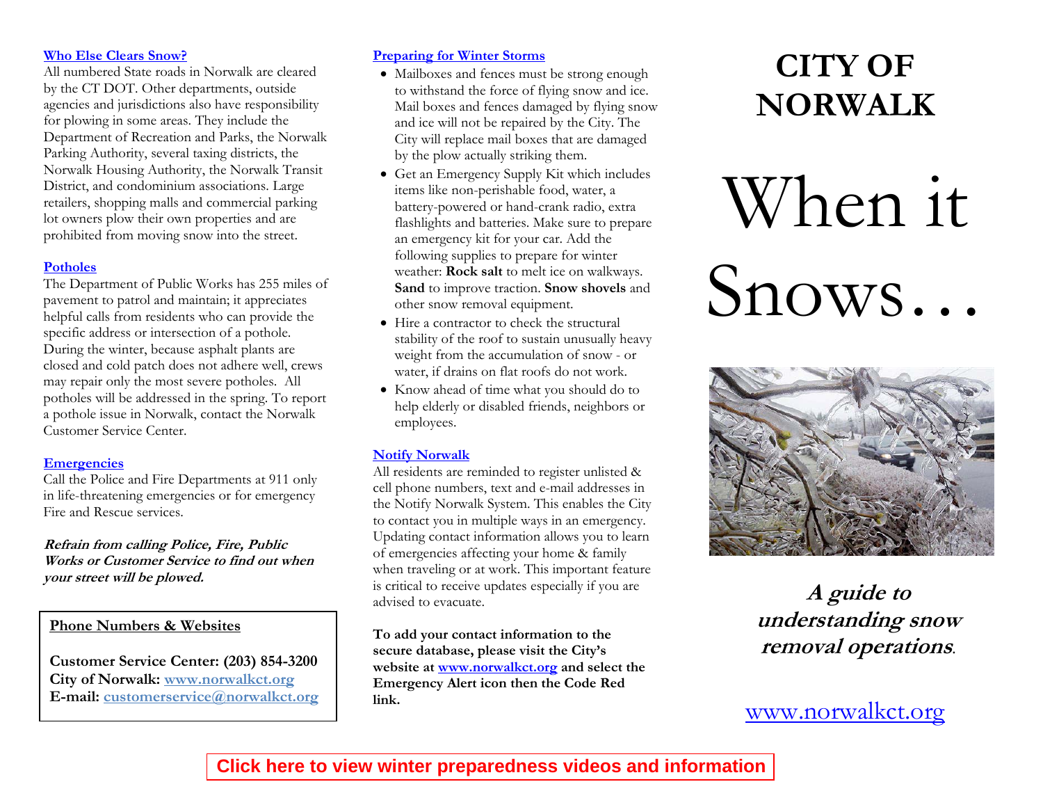## Who Else Clears Snow?

All numbered State roads in Norwalk are cleared by the CT DOT. Other departments, outside agencies and jurisdictions also have responsibility for plowing in some areas. They include the Department of Recreation and Parks, the Norwalk Parking Authority, several taxing districts, the Norwalk Housing Authority, the Norwalk Transit District, and condominium associations. Large retailers, shopping malls and commercial parking lot owners plow their own properties and are prohibited from moving snow into the street.

## Potholes

The Department of Public Works has 255 miles of pavement to patrol and maintain; it appreciates helpful calls from residents who can provide the specific address or intersection of a pothole. During the winter, because asphalt plants are closed and cold patch does not adhere well, crews may repair only the most severe potholes. All potholes will be addressed in the spring. To report a pothole issue in Norwalk, contact the Norwalk Customer Service Center.

## Emergencies

Call the Police and Fire Departments at 911 only in life-threatening emergencies or for emergency Fire and Rescue services.

***Refrain from calling Police, Fire, Public Works or Customer Service to find out when your street will be plowed.***

**Phone Numbers & Websites**

**Customer Service Center: (203) 854-3200**
**City of Norwalk: www.norwalkct.org**
**E-mail: customerservice@norwalkct.org**

## Preparing for Winter Storms

- Mailboxes and fences must be strong enough to withstand the force of flying snow and ice. Mail boxes and fences damaged by flying snow and ice will not be repaired by the City. The City will replace mail boxes that are damaged by the plow actually striking them.
- Get an Emergency Supply Kit which includes items like non-perishable food, water, a battery-powered or hand-crank radio, extra flashlights and batteries. Make sure to prepare an emergency kit for your car. Add the following supplies to prepare for winter weather: **Rock salt** to melt ice on walkways. **Sand** to improve traction. **Snow shovels** and other snow removal equipment.
- Hire a contractor to check the structural stability of the roof to sustain unusually heavy weight from the accumulation of snow - or water, if drains on flat roofs do not work.
- Know ahead of time what you should do to help elderly or disabled friends, neighbors or employees.

## Notify Norwalk

All residents are reminded to register unlisted & cell phone numbers, text and e-mail addresses in the Notify Norwalk System. This enables the City to contact you in multiple ways in an emergency. Updating contact information allows you to learn of emergencies affecting your home & family when traveling or at work. This important feature is critical to receive updates especially if you are advised to evacuate.

**To add your contact information to the secure database, please visit the City's website at www.norwalkct.org and select the Emergency Alert icon then the Code Red link.**

# CITY OF NORWALK

# When it Snows…

***A guide to understanding snow removal operations.***

www.norwalkct.org

**Click here to view winter preparedness videos and information**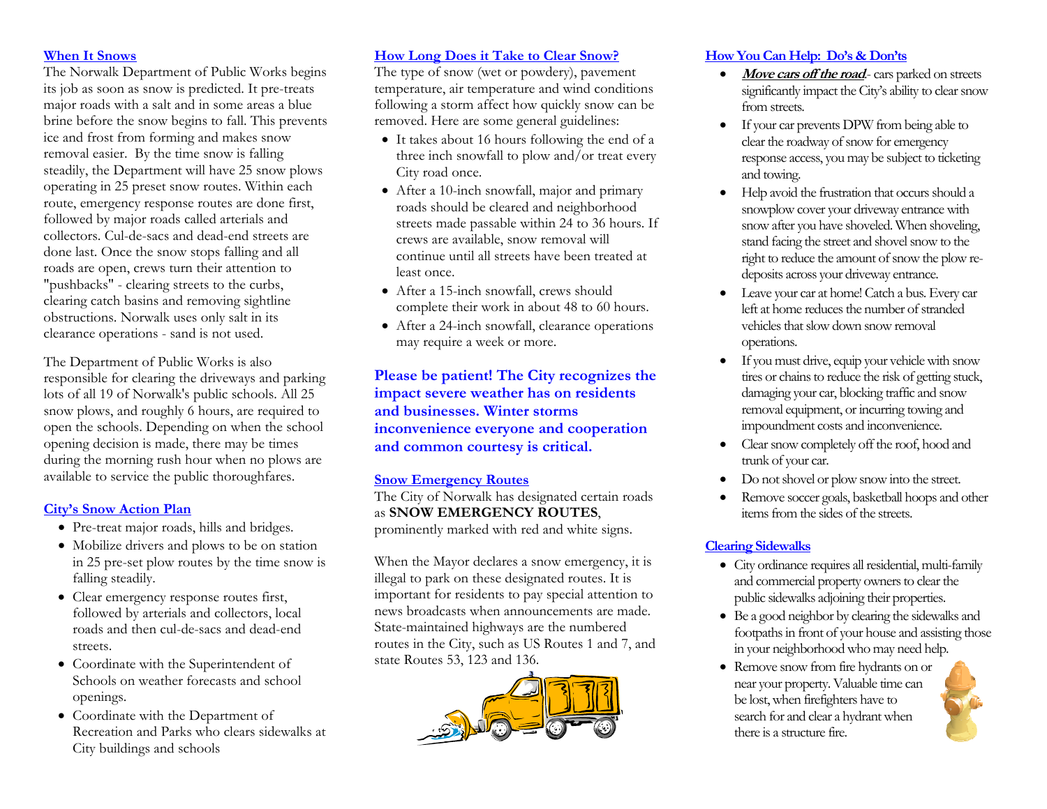## When It Snows

The Norwalk Department of Public Works begins its job as soon as snow is predicted. It pre-treats major roads with a salt and in some areas a blue brine before the snow begins to fall. This prevents ice and frost from forming and makes snow removal easier. By the time snow is falling steadily, the Department will have 25 snow plows operating in 25 preset snow routes. Within each route, emergency response routes are done first, followed by major roads called arterials and collectors. Cul-de-sacs and dead-end streets are done last. Once the snow stops falling and all roads are open, crews turn their attention to "pushbacks" - clearing streets to the curbs, clearing catch basins and removing sightline obstructions. Norwalk uses only salt in its clearance operations - sand is not used.

The Department of Public Works is also responsible for clearing the driveways and parking lots of all 19 of Norwalk's public schools. All 25 snow plows, and roughly 6 hours, are required to open the schools. Depending on when the school opening decision is made, there may be times during the morning rush hour when no plows are available to service the public thoroughfares.

## City's Snow Action Plan

- Pre-treat major roads, hills and bridges.
- Mobilize drivers and plows to be on station in 25 pre-set plow routes by the time snow is falling steadily.
- Clear emergency response routes first, followed by arterials and collectors, local roads and then cul-de-sacs and dead-end streets.
- Coordinate with the Superintendent of Schools on weather forecasts and school openings.
- Coordinate with the Department of Recreation and Parks who clears sidewalks at City buildings and schools

## How Long Does it Take to Clear Snow?

The type of snow (wet or powdery), pavement temperature, air temperature and wind conditions following a storm affect how quickly snow can be removed. Here are some general guidelines:

- It takes about 16 hours following the end of a three inch snowfall to plow and/or treat every City road once.
- After a 10-inch snowfall, major and primary roads should be cleared and neighborhood streets made passable within 24 to 36 hours. If crews are available, snow removal will continue until all streets have been treated at least once.
- After a 15-inch snowfall, crews should complete their work in about 48 to 60 hours.
- After a 24-inch snowfall, clearance operations may require a week or more.

**Please be patient! The City recognizes the impact severe weather has on residents and businesses. Winter storms inconvenience everyone and cooperation and common courtesy is critical.**

## Snow Emergency Routes

The City of Norwalk has designated certain roads as **SNOW EMERGENCY ROUTES**, prominently marked with red and white signs.

When the Mayor declares a snow emergency, it is illegal to park on these designated routes. It is important for residents to pay special attention to news broadcasts when announcements are made. State-maintained highways are the numbered routes in the City, such as US Routes 1 and 7, and state Routes 53, 123 and 136.

## How You Can Help: Do's & Don'ts

- ***Move cars off the road***- cars parked on streets significantly impact the City's ability to clear snow from streets.
- If your car prevents DPW from being able to clear the roadway of snow for emergency response access, you may be subject to ticketing and towing.
- Help avoid the frustration that occurs should a snowplow cover your driveway entrance with snow after you have shoveled. When shoveling, stand facing the street and shovel snow to the right to reduce the amount of snow the plow re-deposits across your driveway entrance.
- Leave your car at home! Catch a bus. Every car left at home reduces the number of stranded vehicles that slow down snow removal operations.
- If you must drive, equip your vehicle with snow tires or chains to reduce the risk of getting stuck, damaging your car, blocking traffic and snow removal equipment, or incurring towing and impoundment costs and inconvenience.
- Clear snow completely off the roof, hood and trunk of your car.
- Do not shovel or plow snow into the street.
- Remove soccer goals, basketball hoops and other items from the sides of the streets.

## Clearing Sidewalks

- City ordinance requires all residential, multi-family and commercial property owners to clear the public sidewalks adjoining their properties.
- Be a good neighbor by clearing the sidewalks and footpaths in front of your house and assisting those in your neighborhood who may need help.
- Remove snow from fire hydrants on or near your property. Valuable time can be lost, when firefighters have to search for and clear a hydrant when there is a structure fire.